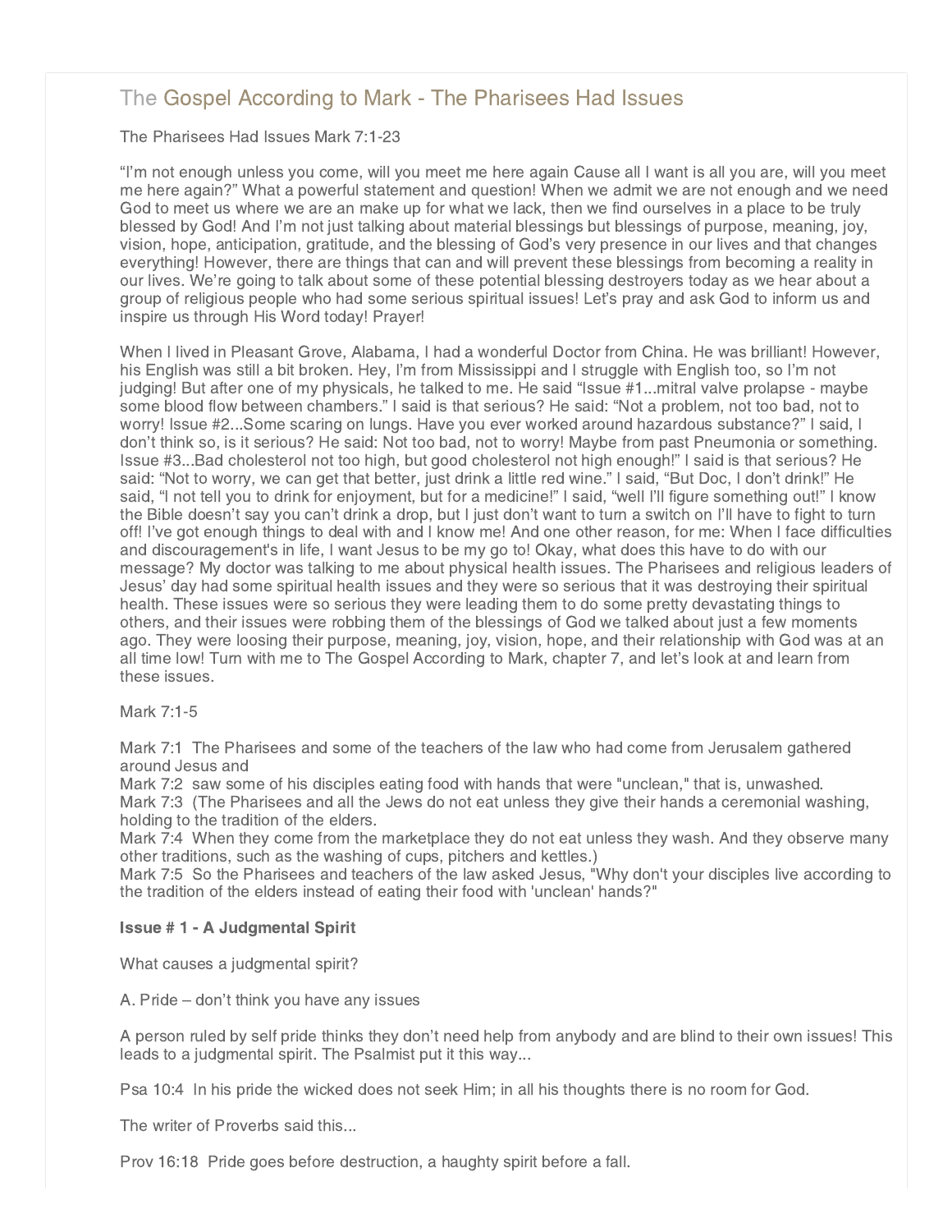# The Gospel According to Mark - The Pharisees Had Issues

The Pharisees Had Issues Mark 7:1-23

"I'm not enough unless you come, will you meet me here again Cause all I want is all you are, will you meet me here again?" What a powerful statement and question! When we admit we are not enough and we need God to meet us where we are an make up for what we lack, then we find ourselves in a place to be truly blessed by God! And I'm not just talking about material blessings but blessings of purpose, meaning, joy, vision, hope, anticipation, gratitude, and the blessing of God's very presence in our lives and that changes everything! However, there are things that can and will prevent these blessings from becoming a reality in our lives. We're going to talk about some of these potential blessing destroyers today as we hear about a group of religious people who had some serious spiritual issues! Let's pray and ask God to inform us and inspire us through His Word today! Prayer!

When I lived in Pleasant Grove, Alabama, I had a wonderful Doctor from China. He was brilliant! However, his English was still a bit broken. Hey, I'm from Mississippi and I struggle with English too, so I'm not judging! But after one of my physicals, he talked to me. He said "Issue #1...mitral valve prolapse - maybe some blood flow between chambers." I said is that serious? He said: "Not a problem, not too bad, not to worry! Issue #2...Some scaring on lungs. Have you ever worked around hazardous substance?" I said, I don't think so, is it serious? He said: Not too bad, not to worry! Maybe from past Pneumonia or something. Issue #3...Bad cholesterol not too high, but good cholesterol not high enough!" I said is that serious? He said: "Not to worry, we can get that better, just drink a little red wine." I said, "But Doc, I don't drink!" He said, "I not tell you to drink for enjoyment, but for a medicine!" I said, "well I'll figure something out!" I know the Bible doesn't say you can't drink a drop, but I just don't want to turn a switch on I'll have to fight to turn off! I've got enough things to deal with and I know me! And one other reason, for me: When I face difficulties and discouragement's in life, I want Jesus to be my go to! Okay, what does this have to do with our message? My doctor was talking to me about physical health issues. The Pharisees and religious leaders of Jesus' day had some spiritual health issues and they were so serious that it was destroying their spiritual health. These issues were so serious they were leading them to do some pretty devastating things to others, and their issues were robbing them of the blessings of God we talked about just a few moments ago. They were loosing their purpose, meaning, joy, vision, hope, and their relationship with God was at an all time low! Turn with me to The Gospel According to Mark, chapter 7, and let's look at and learn from these issues.

Mark 7:1-5

Mark 7:1 The Pharisees and some of the teachers of the law who had come from Jerusalem gathered around Jesus and
Mark 7:2 saw some of his disciples eating food with hands that were "unclean," that is, unwashed.
Mark 7:3 (The Pharisees and all the Jews do not eat unless they give their hands a ceremonial washing, holding to the tradition of the elders.
Mark 7:4 When they come from the marketplace they do not eat unless they wash. And they observe many other traditions, such as the washing of cups, pitchers and kettles.)
Mark 7:5 So the Pharisees and teachers of the law asked Jesus, "Why don't your disciples live according to the tradition of the elders instead of eating their food with 'unclean' hands?"

**Issue # 1 - A Judgmental Spirit**

What causes a judgmental spirit?

A. Pride – don't think you have any issues

A person ruled by self pride thinks they don't need help from anybody and are blind to their own issues! This leads to a judgmental spirit. The Psalmist put it this way...

Psa 10:4 In his pride the wicked does not seek Him; in all his thoughts there is no room for God.

The writer of Proverbs said this...

Prov 16:18 Pride goes before destruction, a haughty spirit before a fall.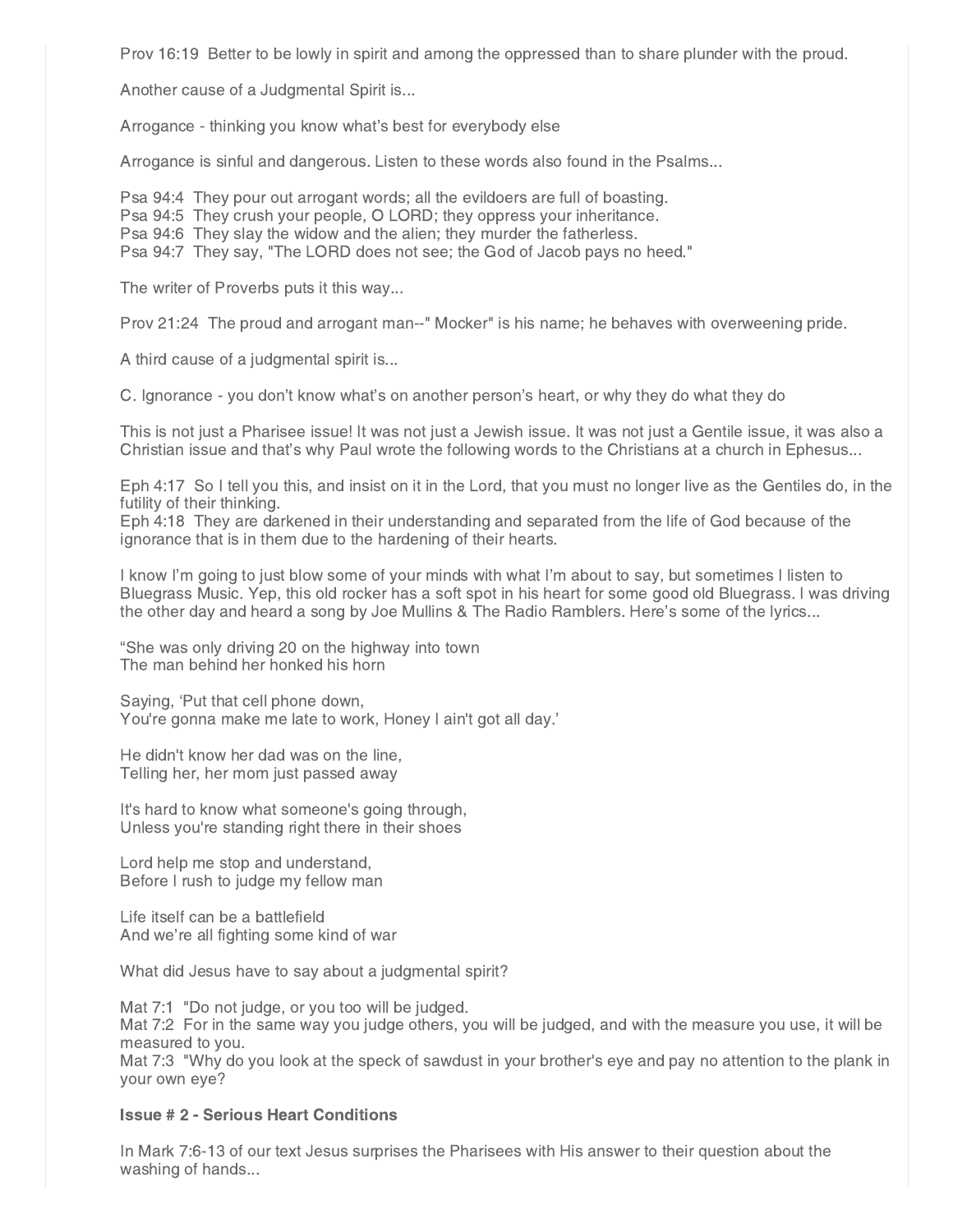Prov 16:19  Better to be lowly in spirit and among the oppressed than to share plunder with the proud.

Another cause of a Judgmental Spirit is...

Arrogance - thinking you know what's best for everybody else

Arrogance is sinful and dangerous. Listen to these words also found in the Psalms...

Psa 94:4  They pour out arrogant words; all the evildoers are full of boasting.
Psa 94:5  They crush your people, O LORD; they oppress your inheritance.
Psa 94:6  They slay the widow and the alien; they murder the fatherless.
Psa 94:7  They say, "The LORD does not see; the God of Jacob pays no heed."

The writer of Proverbs puts it this way...

Prov 21:24  The proud and arrogant man--" Mocker" is his name; he behaves with overweening pride.

A third cause of a judgmental spirit is...

C. Ignorance - you don't know what's on another person's heart, or why they do what they do

This is not just a Pharisee issue! It was not just a Jewish issue. It was not just a Gentile issue, it was also a Christian issue and that's why Paul wrote the following words to the Christians at a church in Ephesus...

Eph 4:17  So I tell you this, and insist on it in the Lord, that you must no longer live as the Gentiles do, in the futility of their thinking.
Eph 4:18  They are darkened in their understanding and separated from the life of God because of the ignorance that is in them due to the hardening of their hearts.

I know I'm going to just blow some of your minds with what I'm about to say, but sometimes I listen to Bluegrass Music. Yep, this old rocker has a soft spot in his heart for some good old Bluegrass. I was driving the other day and heard a song by Joe Mullins & The Radio Ramblers. Here's some of the lyrics...

"She was only driving 20 on the highway into town
The man behind her honked his horn

Saying, 'Put that cell phone down,
You're gonna make me late to work, Honey I ain't got all day.'

He didn't know her dad was on the line,
Telling her, her mom just passed away

It's hard to know what someone's going through,
Unless you're standing right there in their shoes

Lord help me stop and understand,
Before I rush to judge my fellow man

Life itself can be a battlefield
And we're all fighting some kind of war

What did Jesus have to say about a judgmental spirit?

Mat 7:1  "Do not judge, or you too will be judged.
Mat 7:2  For in the same way you judge others, you will be judged, and with the measure you use, it will be measured to you.
Mat 7:3  "Why do you look at the speck of sawdust in your brother's eye and pay no attention to the plank in your own eye?

**Issue # 2 - Serious Heart Conditions**

In Mark 7:6-13 of our text Jesus surprises the Pharisees with His answer to their question about the washing of hands...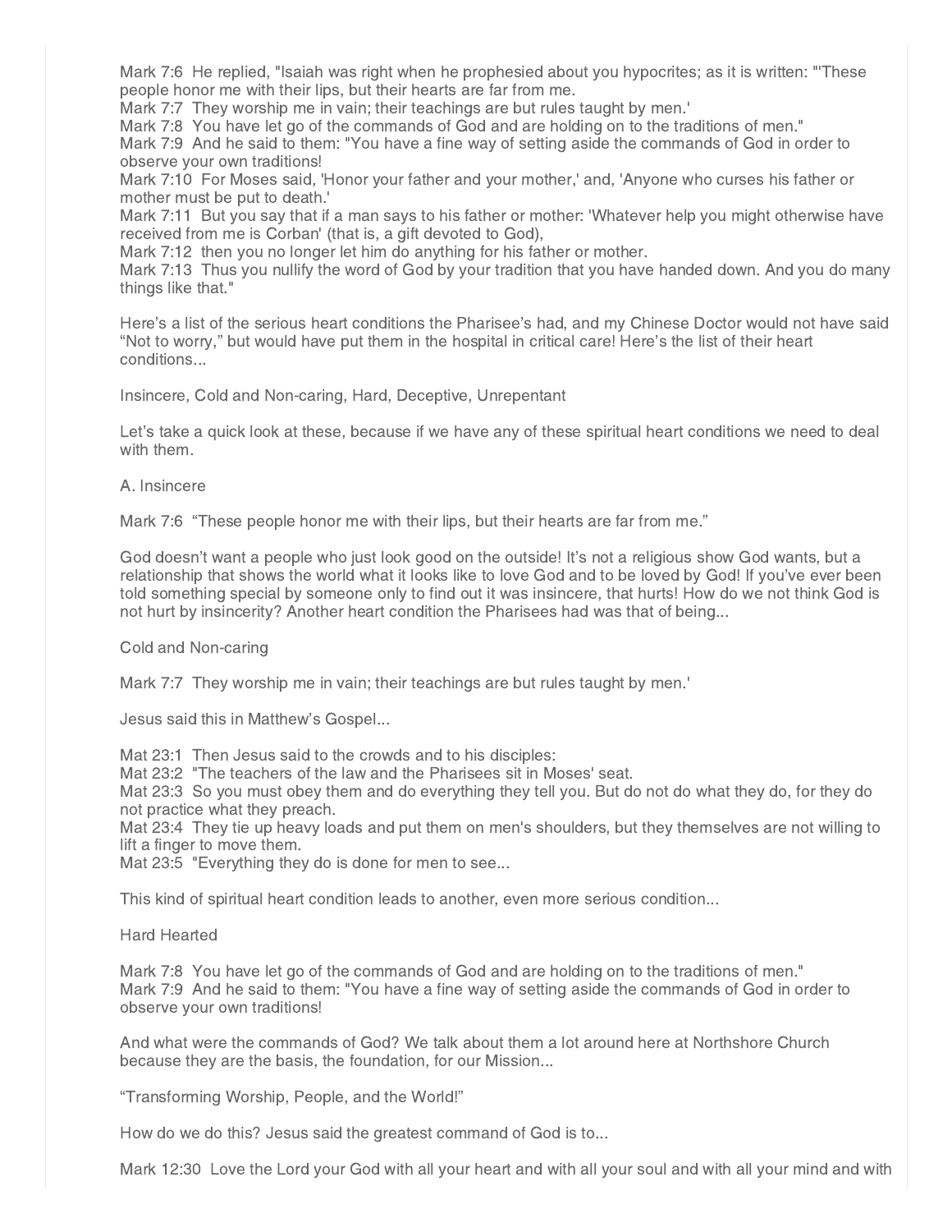Mark 7:6 He replied, "Isaiah was right when he prophesied about you hypocrites; as it is written: "'These people honor me with their lips, but their hearts are far from me.
Mark 7:7 They worship me in vain; their teachings are but rules taught by men.'
Mark 7:8 You have let go of the commands of God and are holding on to the traditions of men."
Mark 7:9 And he said to them: "You have a fine way of setting aside the commands of God in order to observe your own traditions!
Mark 7:10 For Moses said, 'Honor your father and your mother,' and, 'Anyone who curses his father or mother must be put to death.'
Mark 7:11 But you say that if a man says to his father or mother: 'Whatever help you might otherwise have received from me is Corban' (that is, a gift devoted to God),
Mark 7:12 then you no longer let him do anything for his father or mother.
Mark 7:13 Thus you nullify the word of God by your tradition that you have handed down. And you do many things like that."

Here's a list of the serious heart conditions the Pharisee's had, and my Chinese Doctor would not have said "Not to worry," but would have put them in the hospital in critical care! Here's the list of their heart conditions...

Insincere, Cold and Non-caring, Hard, Deceptive, Unrepentant

Let's take a quick look at these, because if we have any of these spiritual heart conditions we need to deal with them.

A. Insincere

Mark 7:6 "These people honor me with their lips, but their hearts are far from me."

God doesn't want a people who just look good on the outside! It's not a religious show God wants, but a relationship that shows the world what it looks like to love God and to be loved by God! If you've ever been told something special by someone only to find out it was insincere, that hurts! How do we not think God is not hurt by insincerity? Another heart condition the Pharisees had was that of being...

Cold and Non-caring

Mark 7:7 They worship me in vain; their teachings are but rules taught by men.'

Jesus said this in Matthew's Gospel...

Mat 23:1 Then Jesus said to the crowds and to his disciples:
Mat 23:2 "The teachers of the law and the Pharisees sit in Moses' seat.
Mat 23:3 So you must obey them and do everything they tell you. But do not do what they do, for they do not practice what they preach.
Mat 23:4 They tie up heavy loads and put them on men's shoulders, but they themselves are not willing to lift a finger to move them.
Mat 23:5 "Everything they do is done for men to see...

This kind of spiritual heart condition leads to another, even more serious condition...

Hard Hearted

Mark 7:8 You have let go of the commands of God and are holding on to the traditions of men."
Mark 7:9 And he said to them: "You have a fine way of setting aside the commands of God in order to observe your own traditions!

And what were the commands of God? We talk about them a lot around here at Northshore Church because they are the basis, the foundation, for our Mission...

"Transforming Worship, People, and the World!"

How do we do this? Jesus said the greatest command of God is to...

Mark 12:30 Love the Lord your God with all your heart and with all your soul and with all your mind and with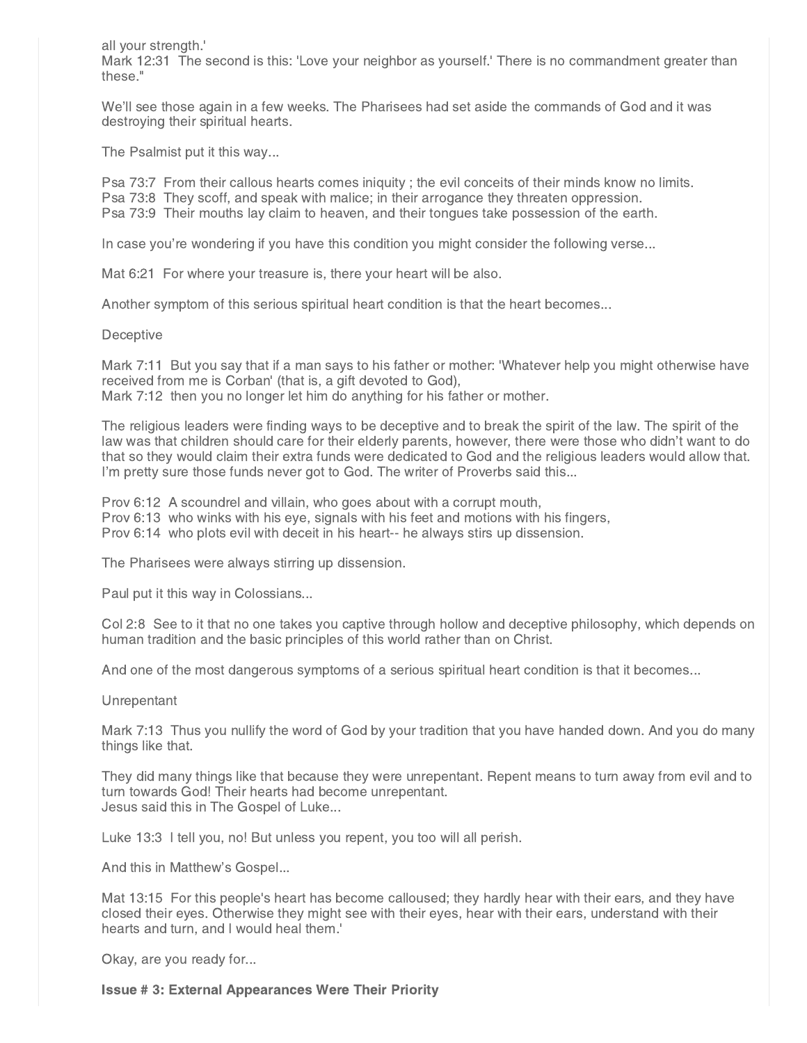all your strength.'
Mark 12:31 The second is this: 'Love your neighbor as yourself.' There is no commandment greater than these."

We'll see those again in a few weeks. The Pharisees had set aside the commands of God and it was destroying their spiritual hearts.

The Psalmist put it this way...

Psa 73:7 From their callous hearts comes iniquity ; the evil conceits of their minds know no limits.
Psa 73:8 They scoff, and speak with malice; in their arrogance they threaten oppression.
Psa 73:9 Their mouths lay claim to heaven, and their tongues take possession of the earth.

In case you're wondering if you have this condition you might consider the following verse...

Mat 6:21 For where your treasure is, there your heart will be also.

Another symptom of this serious spiritual heart condition is that the heart becomes...

Deceptive

Mark 7:11 But you say that if a man says to his father or mother: 'Whatever help you might otherwise have received from me is Corban' (that is, a gift devoted to God),
Mark 7:12 then you no longer let him do anything for his father or mother.

The religious leaders were finding ways to be deceptive and to break the spirit of the law. The spirit of the law was that children should care for their elderly parents, however, there were those who didn't want to do that so they would claim their extra funds were dedicated to God and the religious leaders would allow that. I'm pretty sure those funds never got to God. The writer of Proverbs said this...

Prov 6:12 A scoundrel and villain, who goes about with a corrupt mouth,
Prov 6:13 who winks with his eye, signals with his feet and motions with his fingers,
Prov 6:14 who plots evil with deceit in his heart-- he always stirs up dissension.

The Pharisees were always stirring up dissension.

Paul put it this way in Colossians...

Col 2:8 See to it that no one takes you captive through hollow and deceptive philosophy, which depends on human tradition and the basic principles of this world rather than on Christ.

And one of the most dangerous symptoms of a serious spiritual heart condition is that it becomes...

Unrepentant

Mark 7:13 Thus you nullify the word of God by your tradition that you have handed down. And you do many things like that.

They did many things like that because they were unrepentant. Repent means to turn away from evil and to turn towards God! Their hearts had become unrepentant.
Jesus said this in The Gospel of Luke...

Luke 13:3 I tell you, no! But unless you repent, you too will all perish.

And this in Matthew's Gospel...

Mat 13:15 For this people's heart has become calloused; they hardly hear with their ears, and they have closed their eyes. Otherwise they might see with their eyes, hear with their ears, understand with their hearts and turn, and I would heal them.'

Okay, are you ready for...

**Issue # 3: External Appearances Were Their Priority**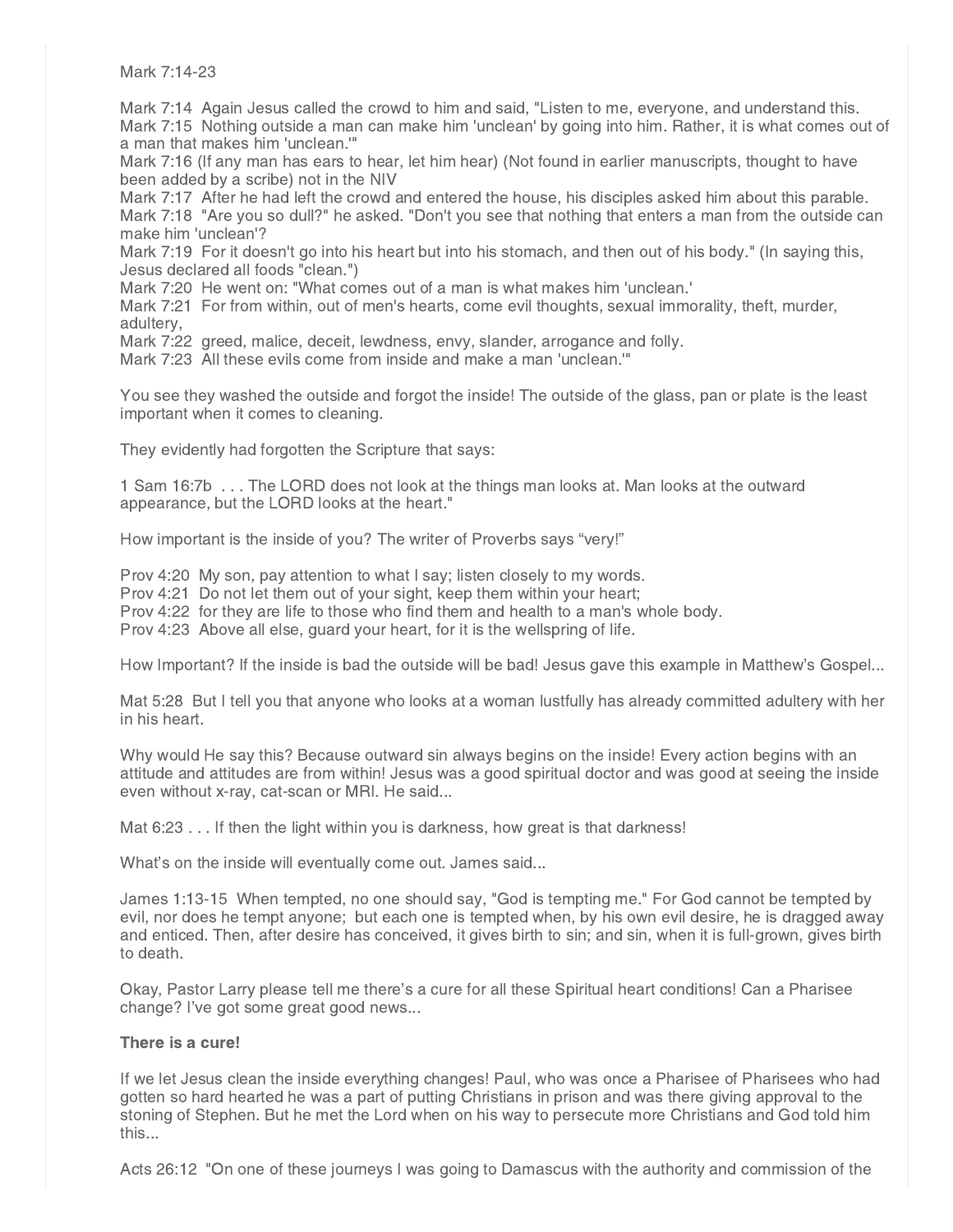Mark 7:14-23

Mark 7:14 Again Jesus called the crowd to him and said, "Listen to me, everyone, and understand this.
Mark 7:15 Nothing outside a man can make him 'unclean' by going into him. Rather, it is what comes out of a man that makes him 'unclean.'"
Mark 7:16 (If any man has ears to hear, let him hear) (Not found in earlier manuscripts, thought to have been added by a scribe) not in the NIV
Mark 7:17 After he had left the crowd and entered the house, his disciples asked him about this parable.
Mark 7:18 "Are you so dull?" he asked. "Don't you see that nothing that enters a man from the outside can make him 'unclean'?
Mark 7:19 For it doesn't go into his heart but into his stomach, and then out of his body." (In saying this, Jesus declared all foods "clean.")
Mark 7:20 He went on: "What comes out of a man is what makes him 'unclean.'
Mark 7:21 For from within, out of men's hearts, come evil thoughts, sexual immorality, theft, murder, adultery,
Mark 7:22 greed, malice, deceit, lewdness, envy, slander, arrogance and folly.
Mark 7:23 All these evils come from inside and make a man 'unclean.'"

You see they washed the outside and forgot the inside! The outside of the glass, pan or plate is the least important when it comes to cleaning.

They evidently had forgotten the Scripture that says:

1 Sam 16:7b . . . The LORD does not look at the things man looks at. Man looks at the outward appearance, but the LORD looks at the heart."

How important is the inside of you? The writer of Proverbs says "very!"

Prov 4:20 My son, pay attention to what I say; listen closely to my words.
Prov 4:21 Do not let them out of your sight, keep them within your heart;
Prov 4:22 for they are life to those who find them and health to a man's whole body.
Prov 4:23 Above all else, guard your heart, for it is the wellspring of life.

How Important? If the inside is bad the outside will be bad! Jesus gave this example in Matthew's Gospel...

Mat 5:28 But I tell you that anyone who looks at a woman lustfully has already committed adultery with her in his heart.

Why would He say this? Because outward sin always begins on the inside! Every action begins with an attitude and attitudes are from within! Jesus was a good spiritual doctor and was good at seeing the inside even without x-ray, cat-scan or MRI. He said...

Mat 6:23 . . . If then the light within you is darkness, how great is that darkness!

What's on the inside will eventually come out. James said...

James 1:13-15 When tempted, no one should say, "God is tempting me." For God cannot be tempted by evil, nor does he tempt anyone; but each one is tempted when, by his own evil desire, he is dragged away and enticed. Then, after desire has conceived, it gives birth to sin; and sin, when it is full-grown, gives birth to death.

Okay, Pastor Larry please tell me there's a cure for all these Spiritual heart conditions! Can a Pharisee change? I've got some great good news...

**There is a cure!**

If we let Jesus clean the inside everything changes! Paul, who was once a Pharisee of Pharisees who had gotten so hard hearted he was a part of putting Christians in prison and was there giving approval to the stoning of Stephen. But he met the Lord when on his way to persecute more Christians and God told him this...

Acts 26:12 "On one of these journeys I was going to Damascus with the authority and commission of the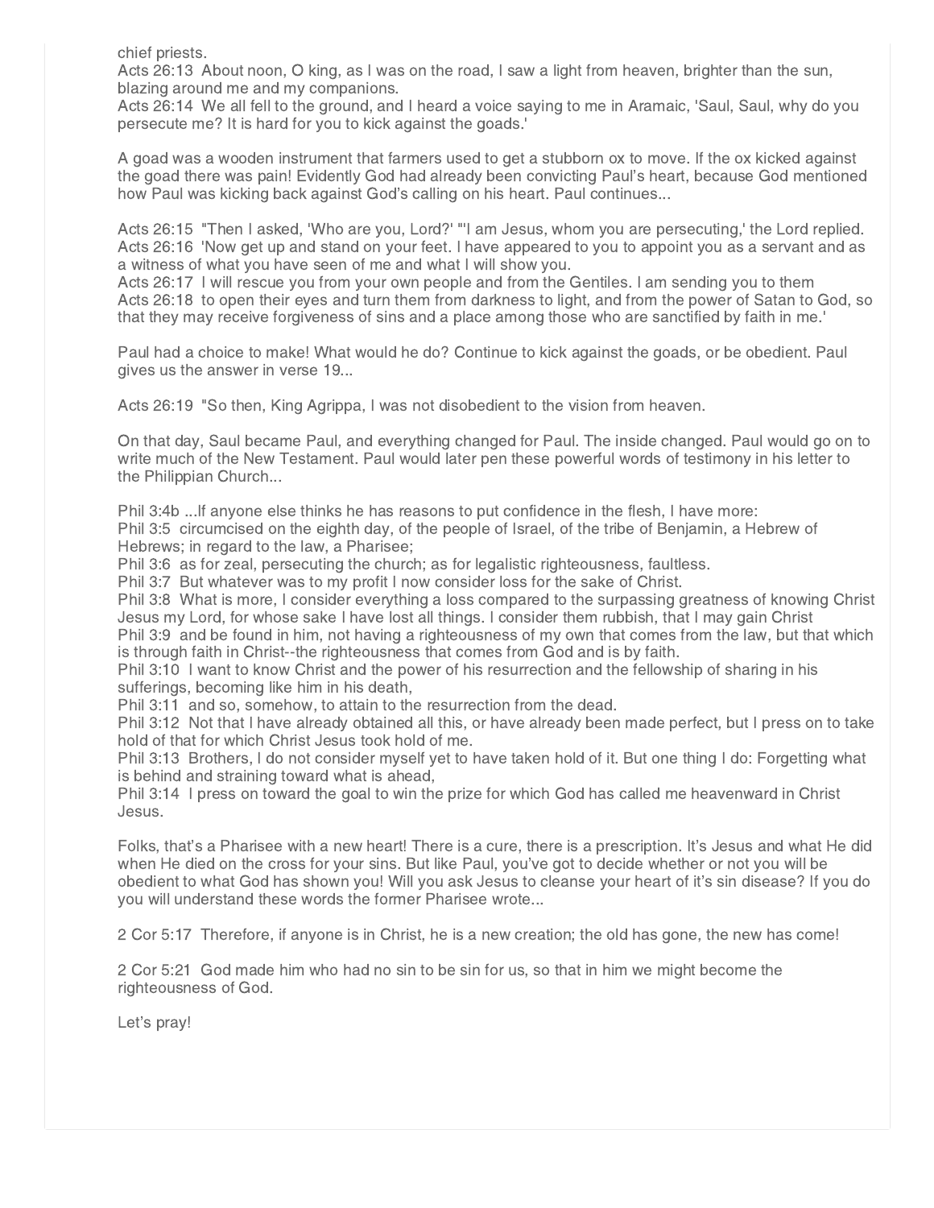chief priests.

Acts 26:13 About noon, O king, as I was on the road, I saw a light from heaven, brighter than the sun, blazing around me and my companions.

Acts 26:14 We all fell to the ground, and I heard a voice saying to me in Aramaic, 'Saul, Saul, why do you persecute me? It is hard for you to kick against the goads.'

A goad was a wooden instrument that farmers used to get a stubborn ox to move. If the ox kicked against the goad there was pain! Evidently God had already been convicting Paul's heart, because God mentioned how Paul was kicking back against God's calling on his heart. Paul continues...

Acts 26:15 "Then I asked, 'Who are you, Lord?' "'I am Jesus, whom you are persecuting,' the Lord replied.

Acts 26:16 'Now get up and stand on your feet. I have appeared to you to appoint you as a servant and as a witness of what you have seen of me and what I will show you.

Acts 26:17 I will rescue you from your own people and from the Gentiles. I am sending you to them

Acts 26:18 to open their eyes and turn them from darkness to light, and from the power of Satan to God, so that they may receive forgiveness of sins and a place among those who are sanctified by faith in me.'

Paul had a choice to make! What would he do? Continue to kick against the goads, or be obedient. Paul gives us the answer in verse 19...

Acts 26:19 "So then, King Agrippa, I was not disobedient to the vision from heaven.

On that day, Saul became Paul, and everything changed for Paul. The inside changed. Paul would go on to write much of the New Testament. Paul would later pen these powerful words of testimony in his letter to the Philippian Church...

Phil 3:4b ...If anyone else thinks he has reasons to put confidence in the flesh, I have more:

Phil 3:5 circumcised on the eighth day, of the people of Israel, of the tribe of Benjamin, a Hebrew of Hebrews; in regard to the law, a Pharisee;

Phil 3:6 as for zeal, persecuting the church; as for legalistic righteousness, faultless.

Phil 3:7 But whatever was to my profit I now consider loss for the sake of Christ.

Phil 3:8 What is more, I consider everything a loss compared to the surpassing greatness of knowing Christ Jesus my Lord, for whose sake I have lost all things. I consider them rubbish, that I may gain Christ

Phil 3:9 and be found in him, not having a righteousness of my own that comes from the law, but that which is through faith in Christ--the righteousness that comes from God and is by faith.

Phil 3:10 I want to know Christ and the power of his resurrection and the fellowship of sharing in his sufferings, becoming like him in his death,

Phil 3:11 and so, somehow, to attain to the resurrection from the dead.

Phil 3:12 Not that I have already obtained all this, or have already been made perfect, but I press on to take hold of that for which Christ Jesus took hold of me.

Phil 3:13 Brothers, I do not consider myself yet to have taken hold of it. But one thing I do: Forgetting what is behind and straining toward what is ahead,

Phil 3:14 I press on toward the goal to win the prize for which God has called me heavenward in Christ Jesus.

Folks, that's a Pharisee with a new heart! There is a cure, there is a prescription. It's Jesus and what He did when He died on the cross for your sins. But like Paul, you've got to decide whether or not you will be obedient to what God has shown you! Will you ask Jesus to cleanse your heart of it's sin disease? If you do you will understand these words the former Pharisee wrote...

2 Cor 5:17 Therefore, if anyone is in Christ, he is a new creation; the old has gone, the new has come!

2 Cor 5:21 God made him who had no sin to be sin for us, so that in him we might become the righteousness of God.

Let's pray!